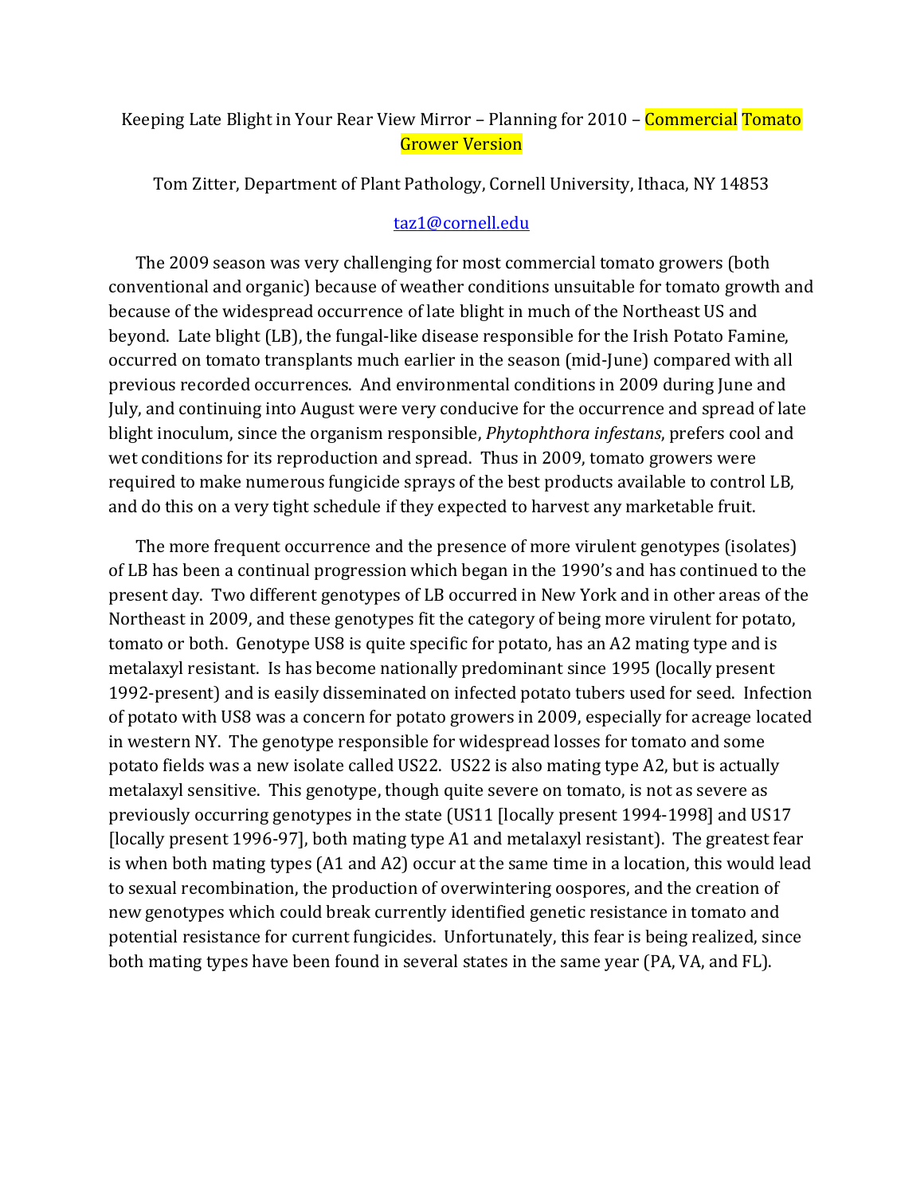# Keeping Late Blight in Your Rear View Mirror – Planning for 2010 – Commercial Tomato Grower Version

Tom Zitter, Department of Plant Pathology, Cornell University, Ithaca, NY 14853

taz1@cornell.edu

The 2009 season was very challenging for most commercial tomato growers (both conventional and organic) because of weather conditions unsuitable for tomato growth and because of the widespread occurrence of late blight in much of the Northeast US and beyond. Late blight (LB), the fungal-like disease responsible for the Irish Potato Famine, occurred on tomato transplants much earlier in the season (mid-June) compared with all previous recorded occurrences. And environmental conditions in 2009 during June and July, and continuing into August were very conducive for the occurrence and spread of late blight inoculum, since the organism responsible, *Phytophthora infestans*, prefers cool and wet conditions for its reproduction and spread. Thus in 2009, tomato growers were required to make numerous fungicide sprays of the best products available to control LB, and do this on a very tight schedule if they expected to harvest any marketable fruit.

The more frequent occurrence and the presence of more virulent genotypes (isolates) of LB has been a continual progression which began in the 1990's and has continued to the present day. Two different genotypes of LB occurred in New York and in other areas of the Northeast in 2009, and these genotypes fit the category of being more virulent for potato, tomato or both. Genotype US8 is quite specific for potato, has an A2 mating type and is metalaxyl resistant. Is has become nationally predominant since 1995 (locally present 1992-present) and is easily disseminated on infected potato tubers used for seed. Infection of potato with US8 was a concern for potato growers in 2009, especially for acreage located in western NY. The genotype responsible for widespread losses for tomato and some potato fields was a new isolate called US22. US22 is also mating type A2, but is actually metalaxyl sensitive. This genotype, though quite severe on tomato, is not as severe as previously occurring genotypes in the state (US11 [locally present 1994-1998] and US17 [locally present 1996-97], both mating type A1 and metalaxyl resistant). The greatest fear is when both mating types (A1 and A2) occur at the same time in a location, this would lead to sexual recombination, the production of overwintering oospores, and the creation of new genotypes which could break currently identified genetic resistance in tomato and potential resistance for current fungicides. Unfortunately, this fear is being realized, since both mating types have been found in several states in the same year (PA, VA, and FL).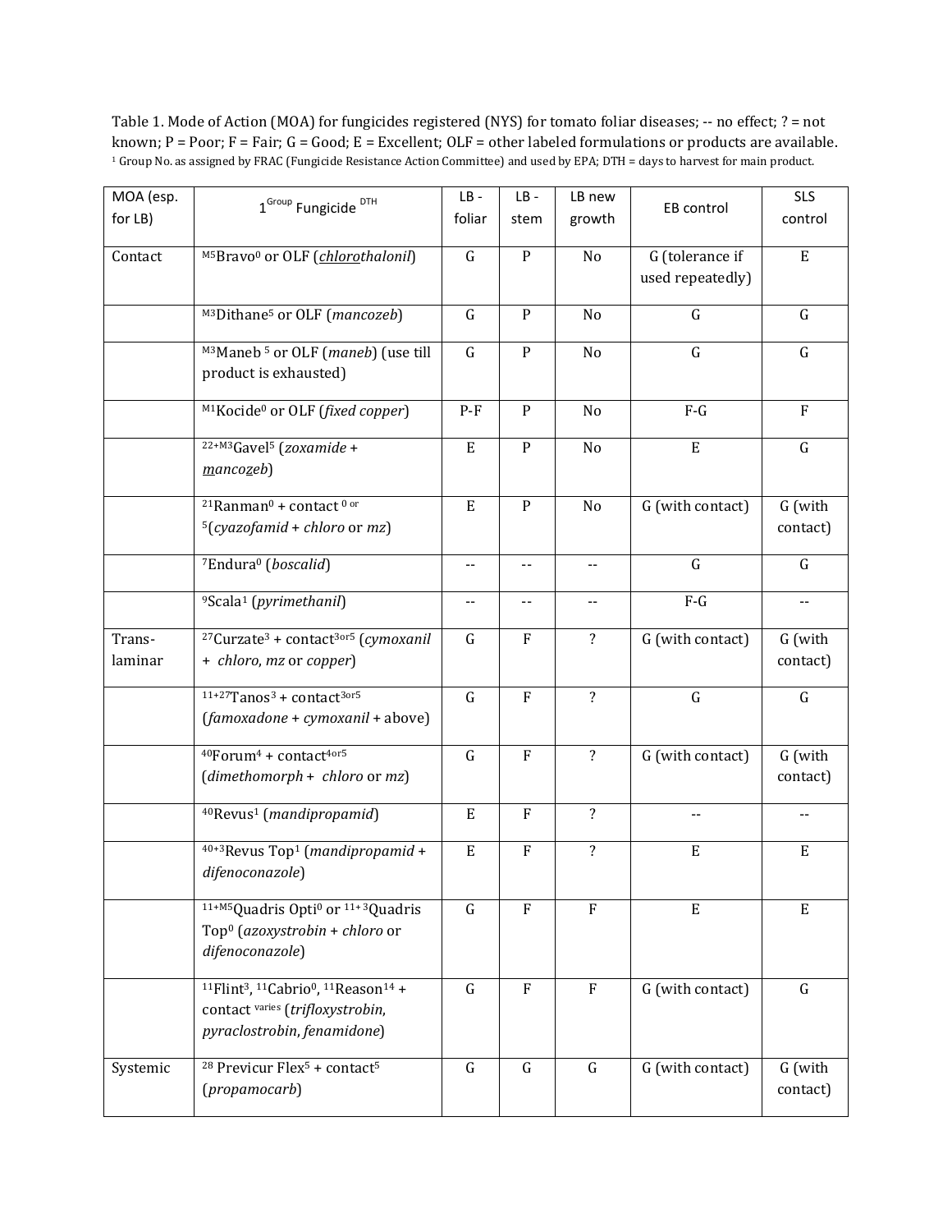Table 1. Mode of Action (MOA) for fungicides registered (NYS) for tomato foliar diseases; -- no effect; ? = not known; P = Poor; F = Fair; G = Good; E = Excellent; OLF = other labeled formulations or products are available.
[1] Group No. as assigned by FRAC (Fungicide Resistance Action Committee) and used by EPA; DTH = days to harvest for main product.

| MOA (esp. for LB) | [1]Group Fungicide [DTH] | LB - foliar | LB - stem | LB new growth | EB control | SLS control |
|---|---|---|---|---|---|---|
| Contact | [M5]Bravo[0] or OLF (*chlorothalonil*) | G | P | No | G (tolerance if used repeatedly) | E |
| | [M3]Dithane[5] or OLF (*mancozeb*) | G | P | No | G | G |
| | [M3]Maneb [5] or OLF (*maneb*) (use till product is exhausted) | G | P | No | G | G |
| | [M1]Kocide[0] or OLF (*fixed copper*) | P-F | P | No | F-G | F |
| | [22+M3]Gavel[5] (*zoxamide* + *mancozeb*) | E | P | No | E | G |
| | [21]Ranman[0] + contact [0 or 5](*cyazofamid* + *chloro* or *mz*) | E | P | No | G (with contact) | G (with contact) |
| | [7]Endura[0] (*boscalid*) | -- | -- | -- | G | G |
| | [9]Scala[1] (*pyrimethanil*) | -- | -- | -- | F-G | -- |
| Trans-laminar | [27]Curzate[3] + contact[3or5] (*cymoxanil* + *chloro*, *mz* or *copper*) | G | F | ? | G (with contact) | G (with contact) |
| | [11+27]Tanos[3] + contact[3or5] (*famoxadone* + *cymoxanil* + above) | G | F | ? | G | G |
| | [40]Forum[4] + contact[4or5] (*dimethomorph* + *chloro* or *mz*) | G | F | ? | G (with contact) | G (with contact) |
| | [40]Revus[1] (*mandipropamid*) | E | F | ? | -- | -- |
| | [40+3]Revus Top[1] (*mandipropamid* + *difenoconazole*) | E | F | ? | E | E |
| | [11+M5]Quadris Opti[0] or [11+3]Quadris Top[0] (*azoxystrobin* + *chloro* or *difenoconazole*) | G | F | F | E | E |
| | [11]Flint[3], [11]Cabrio[0], [11]Reason[14] + contact [varies] (*trifloxystrobin*, *pyraclostrobin*, *fenamidone*) | G | F | F | G (with contact) | G |
| Systemic | [28] Previcur Flex[5] + contact[5] (*propamocarb*) | G | G | G | G (with contact) | G (with contact) |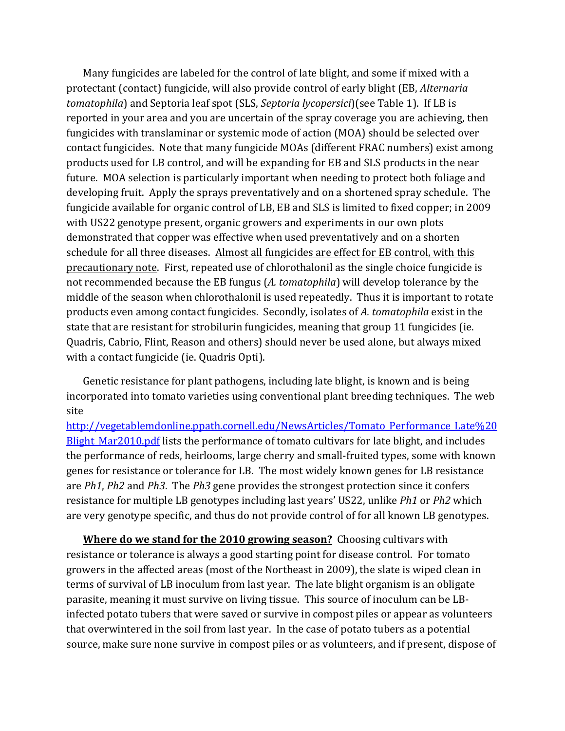Many fungicides are labeled for the control of late blight, and some if mixed with a protectant (contact) fungicide, will also provide control of early blight (EB, *Alternaria tomatophila*) and Septoria leaf spot (SLS, *Septoria lycopersici*)(see Table 1). If LB is reported in your area and you are uncertain of the spray coverage you are achieving, then fungicides with translaminar or systemic mode of action (MOA) should be selected over contact fungicides. Note that many fungicide MOAs (different FRAC numbers) exist among products used for LB control, and will be expanding for EB and SLS products in the near future. MOA selection is particularly important when needing to protect both foliage and developing fruit. Apply the sprays preventatively and on a shortened spray schedule. The fungicide available for organic control of LB, EB and SLS is limited to fixed copper; in 2009 with US22 genotype present, organic growers and experiments in our own plots demonstrated that copper was effective when used preventatively and on a shorten schedule for all three diseases. <u>Almost all fungicides are effect for EB control, with this precautionary note</u>. First, repeated use of chlorothalonil as the single choice fungicide is not recommended because the EB fungus (*A. tomatophila*) will develop tolerance by the middle of the season when chlorothalonil is used repeatedly. Thus it is important to rotate products even among contact fungicides. Secondly, isolates of *A. tomatophila* exist in the state that are resistant for strobilurin fungicides, meaning that group 11 fungicides (ie. Quadris, Cabrio, Flint, Reason and others) should never be used alone, but always mixed with a contact fungicide (ie. Quadris Opti).

Genetic resistance for plant pathogens, including late blight, is known and is being incorporated into tomato varieties using conventional plant breeding techniques. The web site http://vegetablemdonline.ppath.cornell.edu/NewsArticles/Tomato_Performance_Late%20Blight_Mar2010.pdf lists the performance of tomato cultivars for late blight, and includes the performance of reds, heirlooms, large cherry and small-fruited types, some with known genes for resistance or tolerance for LB. The most widely known genes for LB resistance are *Ph1*, *Ph2* and *Ph3*. The *Ph3* gene provides the strongest protection since it confers resistance for multiple LB genotypes including last years' US22, unlike *Ph1* or *Ph2* which are very genotype specific, and thus do not provide control of for all known LB genotypes.

**<u>Where do we stand for the 2010 growing season?</u>** Choosing cultivars with resistance or tolerance is always a good starting point for disease control. For tomato growers in the affected areas (most of the Northeast in 2009), the slate is wiped clean in terms of survival of LB inoculum from last year. The late blight organism is an obligate parasite, meaning it must survive on living tissue. This source of inoculum can be LB-infected potato tubers that were saved or survive in compost piles or appear as volunteers that overwintered in the soil from last year. In the case of potato tubers as a potential source, make sure none survive in compost piles or as volunteers, and if present, dispose of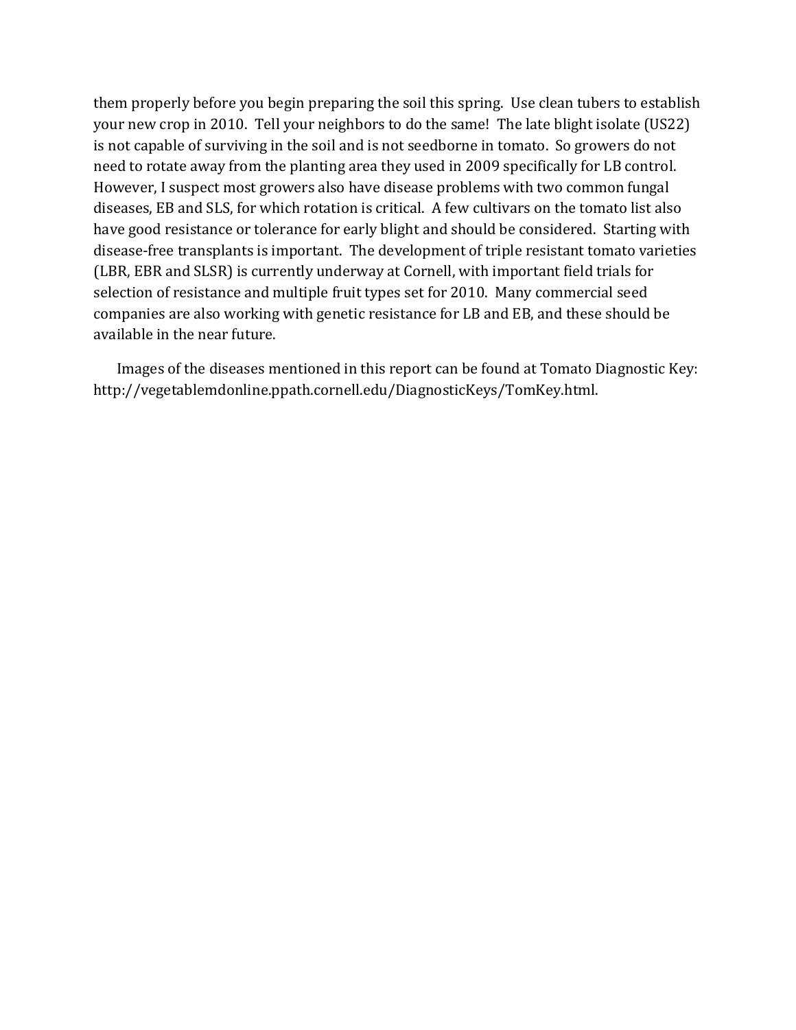them properly before you begin preparing the soil this spring. Use clean tubers to establish your new crop in 2010. Tell your neighbors to do the same! The late blight isolate (US22) is not capable of surviving in the soil and is not seedborne in tomato. So growers do not need to rotate away from the planting area they used in 2009 specifically for LB control. However, I suspect most growers also have disease problems with two common fungal diseases, EB and SLS, for which rotation is critical. A few cultivars on the tomato list also have good resistance or tolerance for early blight and should be considered. Starting with disease-free transplants is important. The development of triple resistant tomato varieties (LBR, EBR and SLSR) is currently underway at Cornell, with important field trials for selection of resistance and multiple fruit types set for 2010. Many commercial seed companies are also working with genetic resistance for LB and EB, and these should be available in the near future.

Images of the diseases mentioned in this report can be found at Tomato Diagnostic Key: http://vegetablemdonline.ppath.cornell.edu/DiagnosticKeys/TomKey.html.